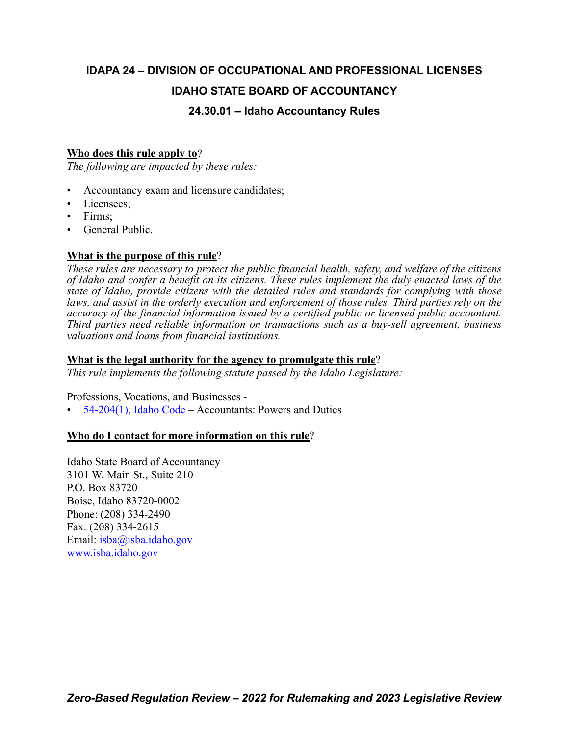# IDAPA 24 – DIVISION OF OCCUPATIONAL AND PROFESSIONAL LICENSES

# IDAHO STATE BOARD OF ACCOUNTANCY

## 24.30.01 – Idaho Accountancy Rules

**Who does this rule apply to?**

*The following are impacted by these rules:*

- Accountancy exam and licensure candidates;
- Licensees;
- Firms;
- General Public.

**What is the purpose of this rule?**

*These rules are necessary to protect the public financial health, safety, and welfare of the citizens of Idaho and confer a benefit on its citizens. These rules implement the duly enacted laws of the state of Idaho, provide citizens with the detailed rules and standards for complying with those laws, and assist in the orderly execution and enforcement of those rules. Third parties rely on the accuracy of the financial information issued by a certified public or licensed public accountant. Third parties need reliable information on transactions such as a buy-sell agreement, business valuations and loans from financial institutions.*

**What is the legal authority for the agency to promulgate this rule?**

*This rule implements the following statute passed by the Idaho Legislature:*

Professions, Vocations, and Businesses -

- 54-204(1), Idaho Code – Accountants: Powers and Duties

**Who do I contact for more information on this rule?**

Idaho State Board of Accountancy
3101 W. Main St., Suite 210
P.O. Box 83720
Boise, Idaho 83720-0002
Phone: (208) 334-2490
Fax: (208) 334-2615
Email: isba@isba.idaho.gov
www.isba.idaho.gov

*Zero-Based Regulation Review – 2022 for Rulemaking and 2023 Legislative Review*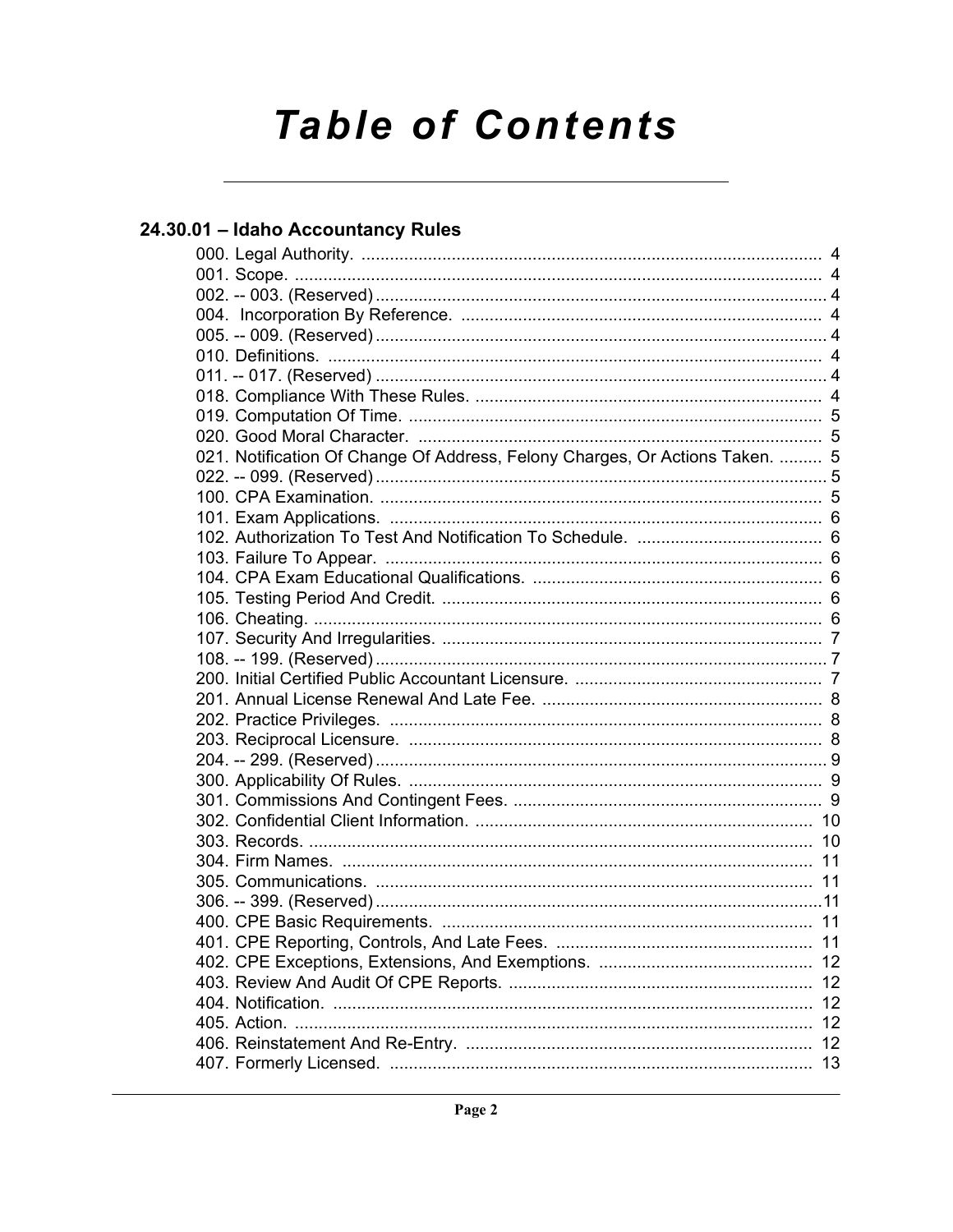# Table of Contents

## 24.30.01 – Idaho Accountancy Rules

| Section | Page |
|---|---|
| 000. Legal Authority. | 4 |
| 001. Scope. | 4 |
| 002. -- 003. (Reserved) | 4 |
| 004. Incorporation By Reference. | 4 |
| 005. -- 009. (Reserved) | 4 |
| 010. Definitions. | 4 |
| 011. -- 017. (Reserved) | 4 |
| 018. Compliance With These Rules. | 4 |
| 019. Computation Of Time. | 5 |
| 020. Good Moral Character. | 5 |
| 021. Notification Of Change Of Address, Felony Charges, Or Actions Taken. | 5 |
| 022. -- 099. (Reserved) | 5 |
| 100. CPA Examination. | 5 |
| 101. Exam Applications. | 6 |
| 102. Authorization To Test And Notification To Schedule. | 6 |
| 103. Failure To Appear. | 6 |
| 104. CPA Exam Educational Qualifications. | 6 |
| 105. Testing Period And Credit. | 6 |
| 106. Cheating. | 6 |
| 107. Security And Irregularities. | 7 |
| 108. -- 199. (Reserved) | 7 |
| 200. Initial Certified Public Accountant Licensure. | 7 |
| 201. Annual License Renewal And Late Fee. | 8 |
| 202. Practice Privileges. | 8 |
| 203. Reciprocal Licensure. | 8 |
| 204. -- 299. (Reserved) | 9 |
| 300. Applicability Of Rules. | 9 |
| 301. Commissions And Contingent Fees. | 9 |
| 302. Confidential Client Information. | 10 |
| 303. Records. | 10 |
| 304. Firm Names. | 11 |
| 305. Communications. | 11 |
| 306. -- 399. (Reserved) | 11 |
| 400. CPE Basic Requirements. | 11 |
| 401. CPE Reporting, Controls, And Late Fees. | 11 |
| 402. CPE Exceptions, Extensions, And Exemptions. | 12 |
| 403. Review And Audit Of CPE Reports. | 12 |
| 404. Notification. | 12 |
| 405. Action. | 12 |
| 406. Reinstatement And Re-Entry. | 12 |
| 407. Formerly Licensed. | 13 |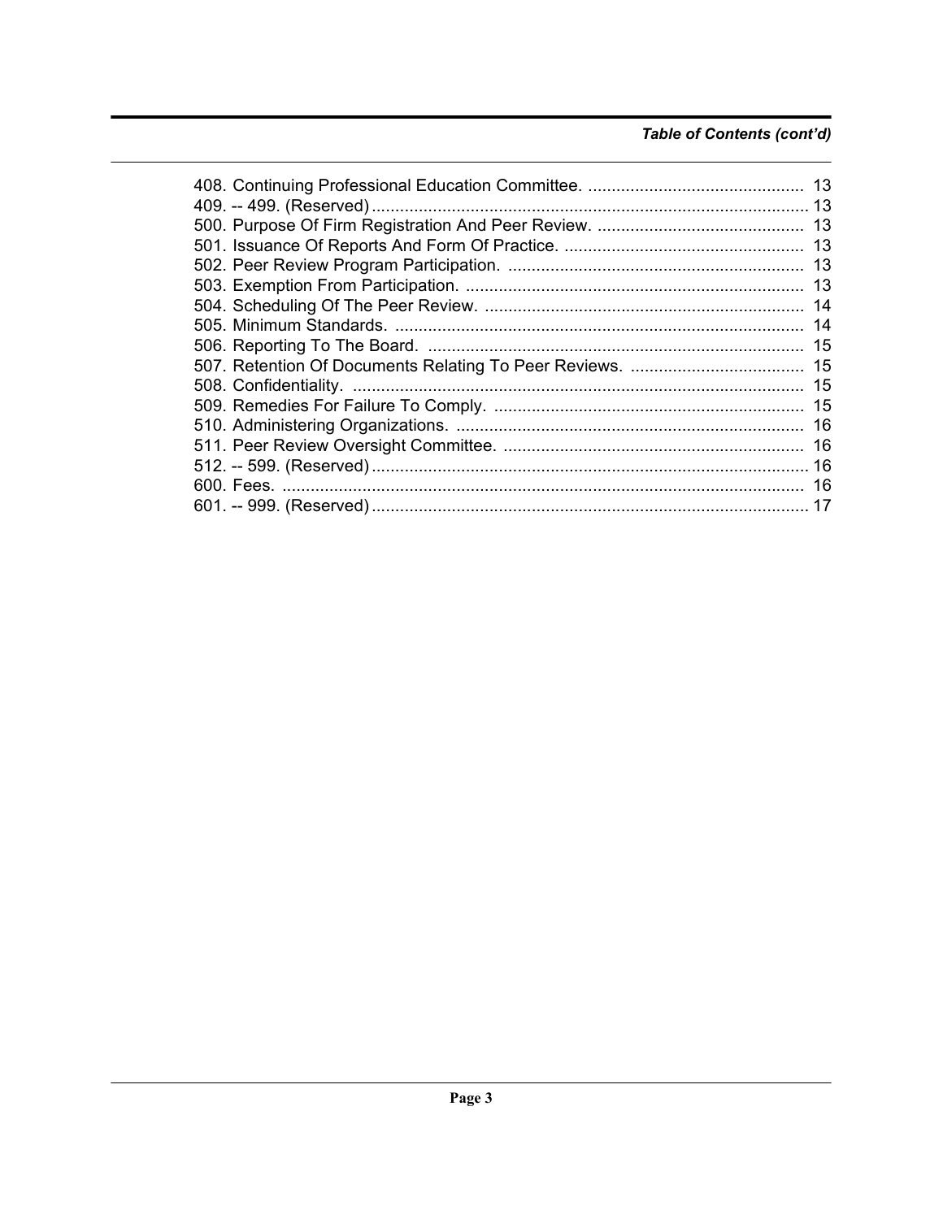*Table of Contents (cont'd)*

408. Continuing Professional Education Committee. .............................................. 13
409. -- 499. (Reserved) ............................................................................................ 13
500. Purpose Of Firm Registration And Peer Review. ............................................ 13
501. Issuance Of Reports And Form Of Practice. ................................................... 13
502. Peer Review Program Participation. ............................................................... 13
503. Exemption From Participation. ........................................................................ 13
504. Scheduling Of The Peer Review. .................................................................... 14
505. Minimum Standards. ....................................................................................... 14
506. Reporting To The Board. ................................................................................ 15
507. Retention Of Documents Relating To Peer Reviews. ..................................... 15
508. Confidentiality. ................................................................................................ 15
509. Remedies For Failure To Comply. .................................................................. 15
510. Administering Organizations. .......................................................................... 16
511. Peer Review Oversight Committee. ................................................................ 16
512. -- 599. (Reserved) ............................................................................................ 16
600. Fees. ............................................................................................................... 16
601. -- 999. (Reserved) ............................................................................................ 17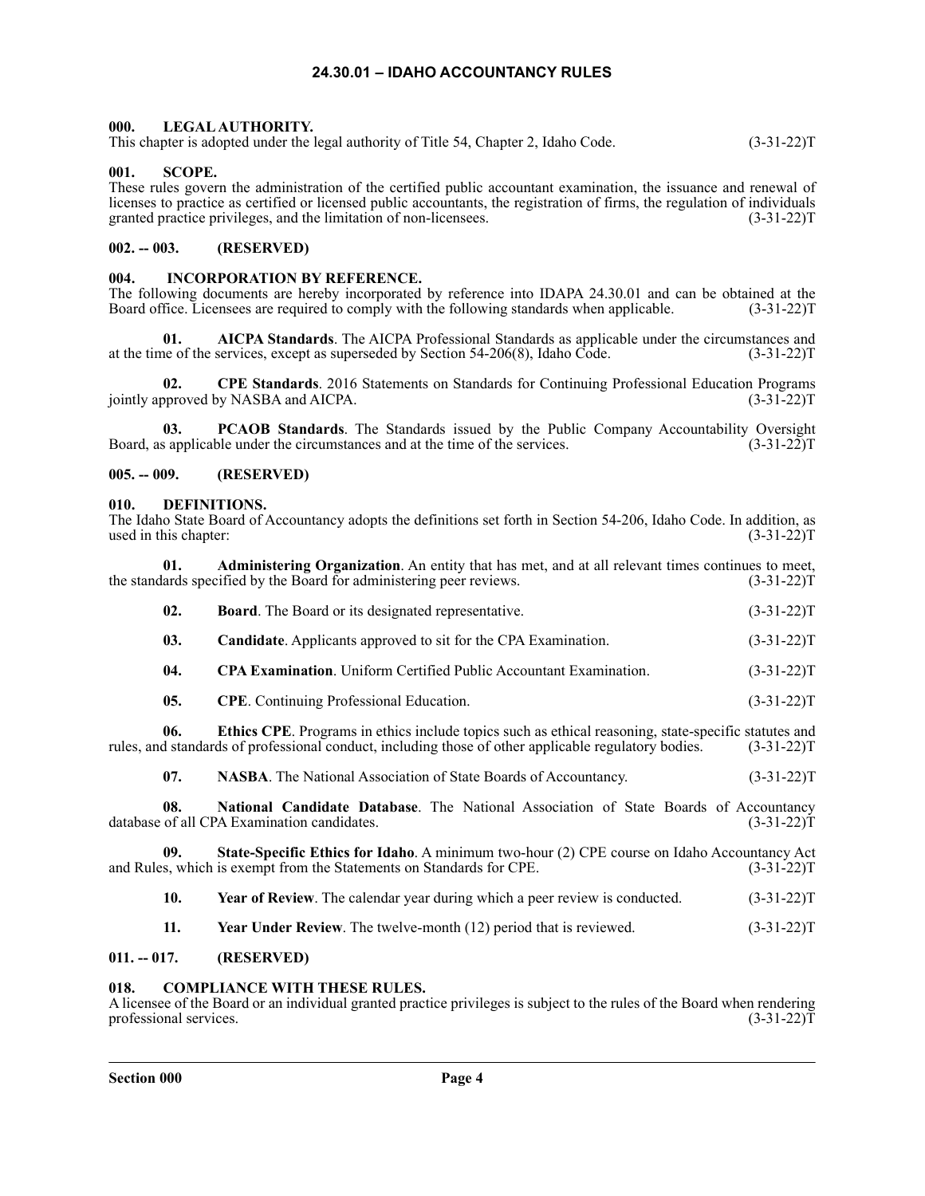# 24.30.01 – IDAHO ACCOUNTANCY RULES

## 000. LEGAL AUTHORITY.

This chapter is adopted under the legal authority of Title 54, Chapter 2, Idaho Code. (3-31-22)T

## 001. SCOPE.

These rules govern the administration of the certified public accountant examination, the issuance and renewal of licenses to practice as certified or licensed public accountants, the registration of firms, the regulation of individuals granted practice privileges, and the limitation of non-licensees. (3-31-22)T

## 002. -- 003. (RESERVED)

## 004. INCORPORATION BY REFERENCE.

The following documents are hereby incorporated by reference into IDAPA 24.30.01 and can be obtained at the Board office. Licensees are required to comply with the following standards when applicable. (3-31-22)T

**01. AICPA Standards**. The AICPA Professional Standards as applicable under the circumstances and at the time of the services, except as superseded by Section 54-206(8), Idaho Code. (3-31-22)T

**02. CPE Standards**. 2016 Statements on Standards for Continuing Professional Education Programs jointly approved by NASBA and AICPA. (3-31-22)T

**03. PCAOB Standards**. The Standards issued by the Public Company Accountability Oversight Board, as applicable under the circumstances and at the time of the services. (3-31-22)T

## 005. -- 009. (RESERVED)

## 010. DEFINITIONS.

The Idaho State Board of Accountancy adopts the definitions set forth in Section 54-206, Idaho Code. In addition, as used in this chapter: (3-31-22)T

**01. Administering Organization**. An entity that has met, and at all relevant times continues to meet, the standards specified by the Board for administering peer reviews. (3-31-22)T

**02. Board**. The Board or its designated representative. (3-31-22)T

**03. Candidate**. Applicants approved to sit for the CPA Examination. (3-31-22)T

**04. CPA Examination**. Uniform Certified Public Accountant Examination. (3-31-22)T

**05. CPE**. Continuing Professional Education. (3-31-22)T

**06. Ethics CPE**. Programs in ethics include topics such as ethical reasoning, state-specific statutes and rules, and standards of professional conduct, including those of other applicable regulatory bodies. (3-31-22)T

**07. NASBA**. The National Association of State Boards of Accountancy. (3-31-22)T

**08. National Candidate Database**. The National Association of State Boards of Accountancy database of all CPA Examination candidates. (3-31-22)T

**09. State-Specific Ethics for Idaho**. A minimum two-hour (2) CPE course on Idaho Accountancy Act and Rules, which is exempt from the Statements on Standards for CPE. (3-31-22)T

**10. Year of Review**. The calendar year during which a peer review is conducted. (3-31-22)T

**11. Year Under Review**. The twelve-month (12) period that is reviewed. (3-31-22)T

## 011. -- 017. (RESERVED)

## 018. COMPLIANCE WITH THESE RULES.

A licensee of the Board or an individual granted practice privileges is subject to the rules of the Board when rendering professional services. (3-31-22)T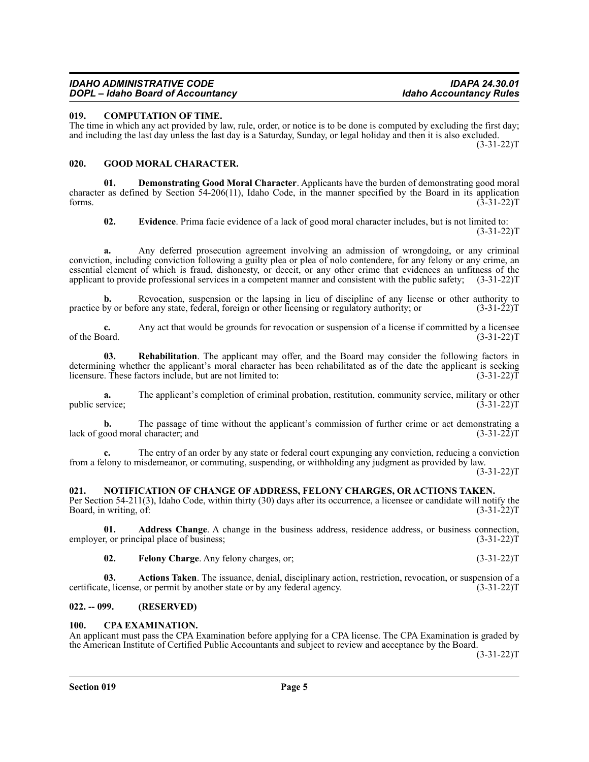### 019. COMPUTATION OF TIME.

The time in which any act provided by law, rule, order, or notice is to be done is computed by excluding the first day; and including the last day unless the last day is a Saturday, Sunday, or legal holiday and then it is also excluded. (3-31-22)T

### 020. GOOD MORAL CHARACTER.

**01. Demonstrating Good Moral Character**. Applicants have the burden of demonstrating good moral character as defined by Section 54-206(11), Idaho Code, in the manner specified by the Board in its application forms. (3-31-22)T

**02. Evidence**. Prima facie evidence of a lack of good moral character includes, but is not limited to: (3-31-22)T

**a.** Any deferred prosecution agreement involving an admission of wrongdoing, or any criminal conviction, including conviction following a guilty plea or plea of nolo contendere, for any felony or any crime, an essential element of which is fraud, dishonesty, or deceit, or any other crime that evidences an unfitness of the applicant to provide professional services in a competent manner and consistent with the public safety; (3-31-22)T

**b.** Revocation, suspension or the lapsing in lieu of discipline of any license or other authority to practice by or before any state, federal, foreign or other licensing or regulatory authority; or (3-31-22)T

**c.** Any act that would be grounds for revocation or suspension of a license if committed by a licensee of the Board. (3-31-22)T

**03. Rehabilitation**. The applicant may offer, and the Board may consider the following factors in determining whether the applicant's moral character has been rehabilitated as of the date the applicant is seeking licensure. These factors include, but are not limited to: (3-31-22)T

**a.** The applicant's completion of criminal probation, restitution, community service, military or other public service; (3-31-22)T

**b.** The passage of time without the applicant's commission of further crime or act demonstrating a lack of good moral character; and (3-31-22)T

**c.** The entry of an order by any state or federal court expunging any conviction, reducing a conviction from a felony to misdemeanor, or commuting, suspending, or withholding any judgment as provided by law. (3-31-22)T

### 021. NOTIFICATION OF CHANGE OF ADDRESS, FELONY CHARGES, OR ACTIONS TAKEN.

Per Section 54-211(3), Idaho Code, within thirty (30) days after its occurrence, a licensee or candidate will notify the Board, in writing, of: (3-31-22)T

**01. Address Change**. A change in the business address, residence address, or business connection, employer, or principal place of business; (3-31-22)T

**02. Felony Charge**. Any felony charges, or; (3-31-22)T

**03. Actions Taken**. The issuance, denial, disciplinary action, restriction, revocation, or suspension of a certificate, license, or permit by another state or by any federal agency. (3-31-22)T

### 022. -- 099. (RESERVED)

### 100. CPA EXAMINATION.

An applicant must pass the CPA Examination before applying for a CPA license. The CPA Examination is graded by the American Institute of Certified Public Accountants and subject to review and acceptance by the Board. (3-31-22)T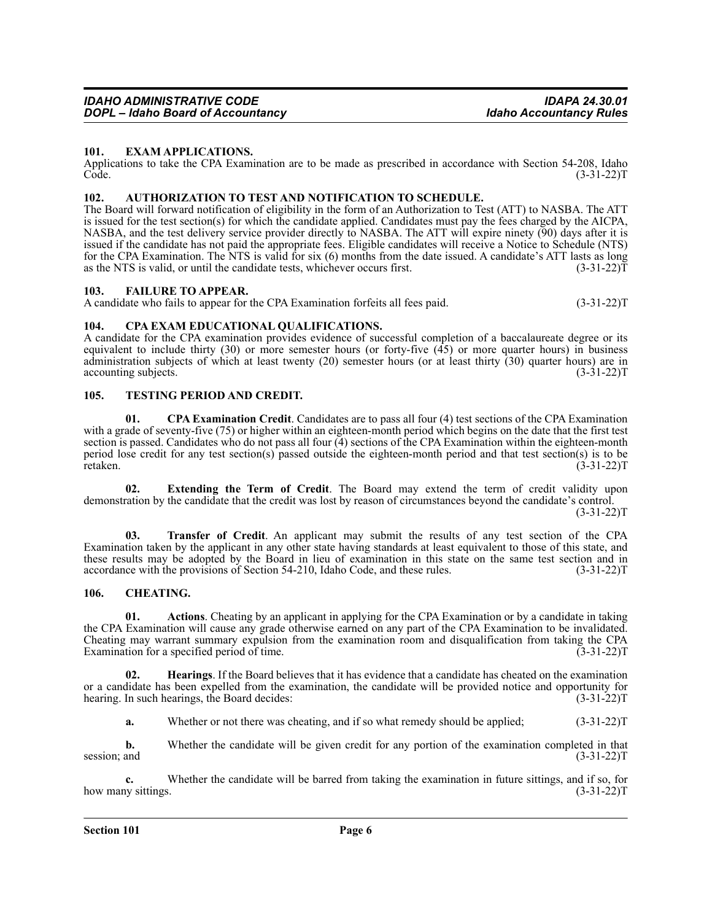### 101. EXAM APPLICATIONS.

Applications to take the CPA Examination are to be made as prescribed in accordance with Section 54-208, Idaho Code. (3-31-22)T

### 102. AUTHORIZATION TO TEST AND NOTIFICATION TO SCHEDULE.

The Board will forward notification of eligibility in the form of an Authorization to Test (ATT) to NASBA. The ATT is issued for the test section(s) for which the candidate applied. Candidates must pay the fees charged by the AICPA, NASBA, and the test delivery service provider directly to NASBA. The ATT will expire ninety (90) days after it is issued if the candidate has not paid the appropriate fees. Eligible candidates will receive a Notice to Schedule (NTS) for the CPA Examination. The NTS is valid for six (6) months from the date issued. A candidate's ATT lasts as long as the NTS is valid, or until the candidate tests, whichever occurs first. (3-31-22)T

### 103. FAILURE TO APPEAR.

A candidate who fails to appear for the CPA Examination forfeits all fees paid. (3-31-22)T

### 104. CPA EXAM EDUCATIONAL QUALIFICATIONS.

A candidate for the CPA examination provides evidence of successful completion of a baccalaureate degree or its equivalent to include thirty (30) or more semester hours (or forty-five (45) or more quarter hours) in business administration subjects of which at least twenty (20) semester hours (or at least thirty (30) quarter hours) are in accounting subjects. (3-31-22)T

### 105. TESTING PERIOD AND CREDIT.

**01. CPA Examination Credit**. Candidates are to pass all four (4) test sections of the CPA Examination with a grade of seventy-five (75) or higher within an eighteen-month period which begins on the date that the first test section is passed. Candidates who do not pass all four (4) sections of the CPA Examination within the eighteen-month period lose credit for any test section(s) passed outside the eighteen-month period and that test section(s) is to be retaken. (3-31-22)T

**02. Extending the Term of Credit**. The Board may extend the term of credit validity upon demonstration by the candidate that the credit was lost by reason of circumstances beyond the candidate's control. (3-31-22)T

**03. Transfer of Credit**. An applicant may submit the results of any test section of the CPA Examination taken by the applicant in any other state having standards at least equivalent to those of this state, and these results may be adopted by the Board in lieu of examination in this state on the same test section and in accordance with the provisions of Section 54-210, Idaho Code, and these rules. (3-31-22)T

### 106. CHEATING.

**01. Actions**. Cheating by an applicant in applying for the CPA Examination or by a candidate in taking the CPA Examination will cause any grade otherwise earned on any part of the CPA Examination to be invalidated. Cheating may warrant summary expulsion from the examination room and disqualification from taking the CPA Examination for a specified period of time. (3-31-22)T

**02. Hearings**. If the Board believes that it has evidence that a candidate has cheated on the examination or a candidate has been expelled from the examination, the candidate will be provided notice and opportunity for hearing. In such hearings, the Board decides: (3-31-22)T

**a.** Whether or not there was cheating, and if so what remedy should be applied; (3-31-22)T

**b.** Whether the candidate will be given credit for any portion of the examination completed in that session; and (3-31-22)T

**c.** Whether the candidate will be barred from taking the examination in future sittings, and if so, for how many sittings. (3-31-22)T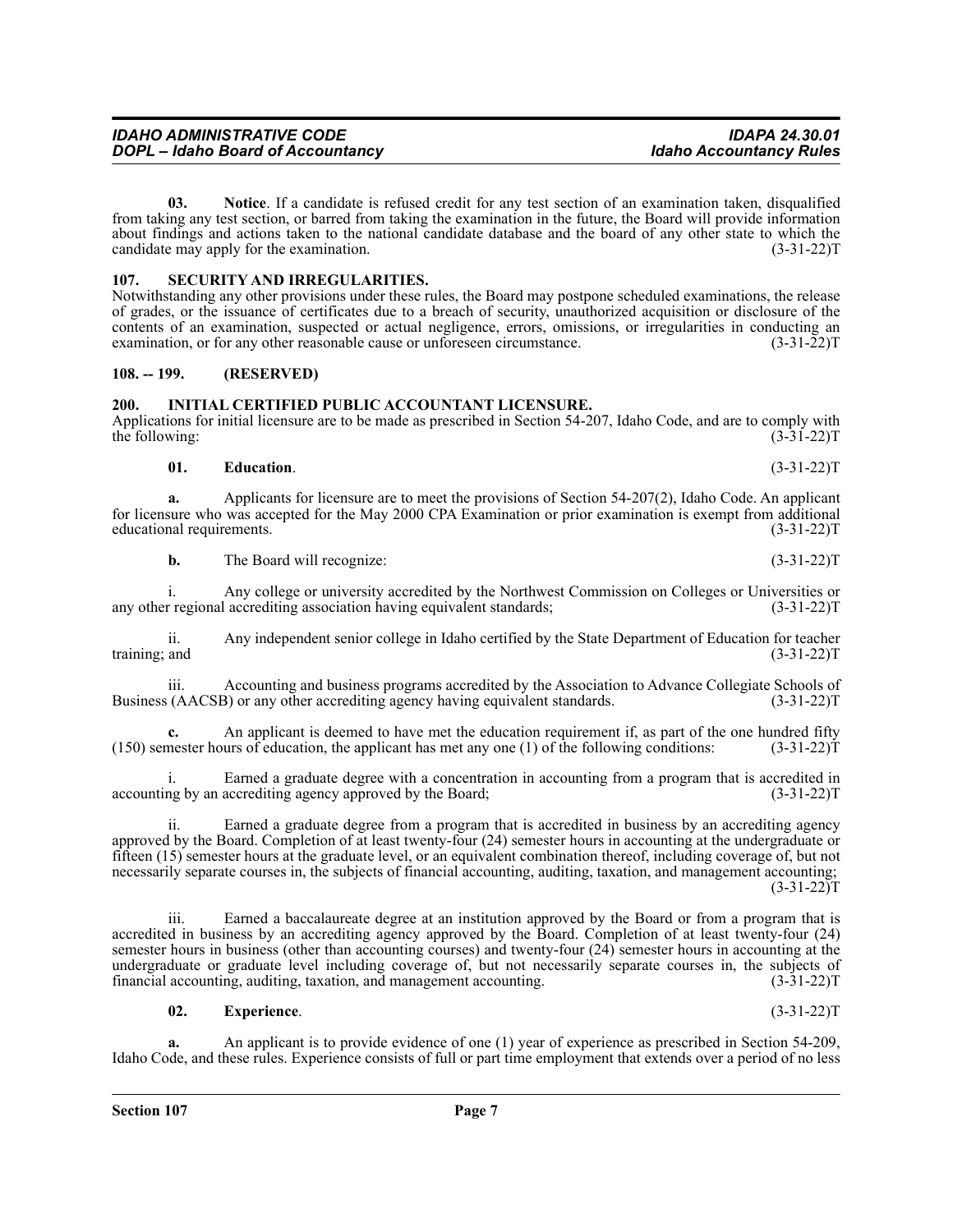**03. Notice**. If a candidate is refused credit for any test section of an examination taken, disqualified from taking any test section, or barred from taking the examination in the future, the Board will provide information about findings and actions taken to the national candidate database and the board of any other state to which the candidate may apply for the examination. (3-31-22)T

## 107. SECURITY AND IRREGULARITIES.

Notwithstanding any other provisions under these rules, the Board may postpone scheduled examinations, the release of grades, or the issuance of certificates due to a breach of security, unauthorized acquisition or disclosure of the contents of an examination, suspected or actual negligence, errors, omissions, or irregularities in conducting an examination, or for any other reasonable cause or unforeseen circumstance. (3-31-22)T

## 108. -- 199. (RESERVED)

## 200. INITIAL CERTIFIED PUBLIC ACCOUNTANT LICENSURE.

Applications for initial licensure are to be made as prescribed in Section 54-207, Idaho Code, and are to comply with the following: (3-31-22)T

**01. Education**. (3-31-22)T

**a.** Applicants for licensure are to meet the provisions of Section 54-207(2), Idaho Code. An applicant for licensure who was accepted for the May 2000 CPA Examination or prior examination is exempt from additional educational requirements. (3-31-22)T

**b.** The Board will recognize: (3-31-22)T

i. Any college or university accredited by the Northwest Commission on Colleges or Universities or any other regional accrediting association having equivalent standards; (3-31-22)T

ii. Any independent senior college in Idaho certified by the State Department of Education for teacher training; and (3-31-22)T

iii. Accounting and business programs accredited by the Association to Advance Collegiate Schools of Business (AACSB) or any other accrediting agency having equivalent standards. (3-31-22)T

**c.** An applicant is deemed to have met the education requirement if, as part of the one hundred fifty (150) semester hours of education, the applicant has met any one (1) of the following conditions: (3-31-22)T

i. Earned a graduate degree with a concentration in accounting from a program that is accredited in accounting by an accrediting agency approved by the Board; (3-31-22)T

ii. Earned a graduate degree from a program that is accredited in business by an accrediting agency approved by the Board. Completion of at least twenty-four (24) semester hours in accounting at the undergraduate or fifteen (15) semester hours at the graduate level, or an equivalent combination thereof, including coverage of, but not necessarily separate courses in, the subjects of financial accounting, auditing, taxation, and management accounting; (3-31-22)T

iii. Earned a baccalaureate degree at an institution approved by the Board or from a program that is accredited in business by an accrediting agency approved by the Board. Completion of at least twenty-four (24) semester hours in business (other than accounting courses) and twenty-four (24) semester hours in accounting at the undergraduate or graduate level including coverage of, but not necessarily separate courses in, the subjects of financial accounting, auditing, taxation, and management accounting. (3-31-22)T

**02. Experience**. (3-31-22)T

**a.** An applicant is to provide evidence of one (1) year of experience as prescribed in Section 54-209, Idaho Code, and these rules. Experience consists of full or part time employment that extends over a period of no less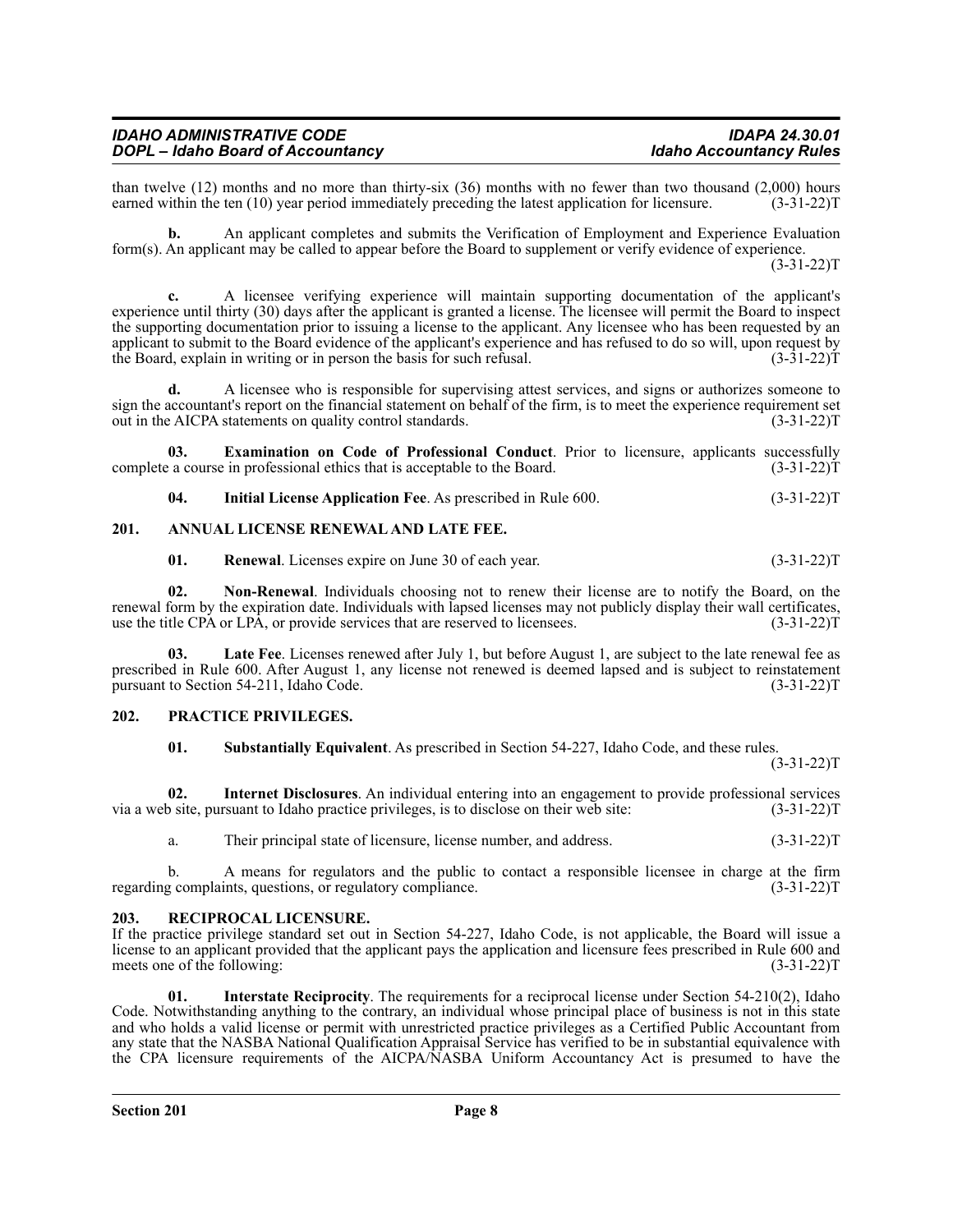than twelve (12) months and no more than thirty-six (36) months with no fewer than two thousand (2,000) hours earned within the ten (10) year period immediately preceding the latest application for licensure. (3-31-22)T

**b.** An applicant completes and submits the Verification of Employment and Experience Evaluation form(s). An applicant may be called to appear before the Board to supplement or verify evidence of experience. (3-31-22)T

**c.** A licensee verifying experience will maintain supporting documentation of the applicant's experience until thirty (30) days after the applicant is granted a license. The licensee will permit the Board to inspect the supporting documentation prior to issuing a license to the applicant. Any licensee who has been requested by an applicant to submit to the Board evidence of the applicant's experience and has refused to do so will, upon request by the Board, explain in writing or in person the basis for such refusal. (3-31-22)T

**d.** A licensee who is responsible for supervising attest services, and signs or authorizes someone to sign the accountant's report on the financial statement on behalf of the firm, is to meet the experience requirement set out in the AICPA statements on quality control standards. (3-31-22)T

**03. Examination on Code of Professional Conduct**. Prior to licensure, applicants successfully complete a course in professional ethics that is acceptable to the Board. (3-31-22)T

**04. Initial License Application Fee**. As prescribed in Rule 600. (3-31-22)T

## 201. ANNUAL LICENSE RENEWAL AND LATE FEE.

**01. Renewal**. Licenses expire on June 30 of each year. (3-31-22)T

**02. Non-Renewal**. Individuals choosing not to renew their license are to notify the Board, on the renewal form by the expiration date. Individuals with lapsed licenses may not publicly display their wall certificates, use the title CPA or LPA, or provide services that are reserved to licensees. (3-31-22)T

**03. Late Fee**. Licenses renewed after July 1, but before August 1, are subject to the late renewal fee as prescribed in Rule 600. After August 1, any license not renewed is deemed lapsed and is subject to reinstatement pursuant to Section 54-211, Idaho Code. (3-31-22)T

## 202. PRACTICE PRIVILEGES.

**01. Substantially Equivalent**. As prescribed in Section 54-227, Idaho Code, and these rules. (3-31-22)T

**02. Internet Disclosures**. An individual entering into an engagement to provide professional services via a web site, pursuant to Idaho practice privileges, is to disclose on their web site: (3-31-22)T

a. Their principal state of licensure, license number, and address. (3-31-22)T

b. A means for regulators and the public to contact a responsible licensee in charge at the firm regarding complaints, questions, or regulatory compliance. (3-31-22)T

## 203. RECIPROCAL LICENSURE.

If the practice privilege standard set out in Section 54-227, Idaho Code, is not applicable, the Board will issue a license to an applicant provided that the applicant pays the application and licensure fees prescribed in Rule 600 and meets one of the following: (3-31-22)T

**01. Interstate Reciprocity**. The requirements for a reciprocal license under Section 54-210(2), Idaho Code. Notwithstanding anything to the contrary, an individual whose principal place of business is not in this state and who holds a valid license or permit with unrestricted practice privileges as a Certified Public Accountant from any state that the NASBA National Qualification Appraisal Service has verified to be in substantial equivalence with the CPA licensure requirements of the AICPA/NASBA Uniform Accountancy Act is presumed to have the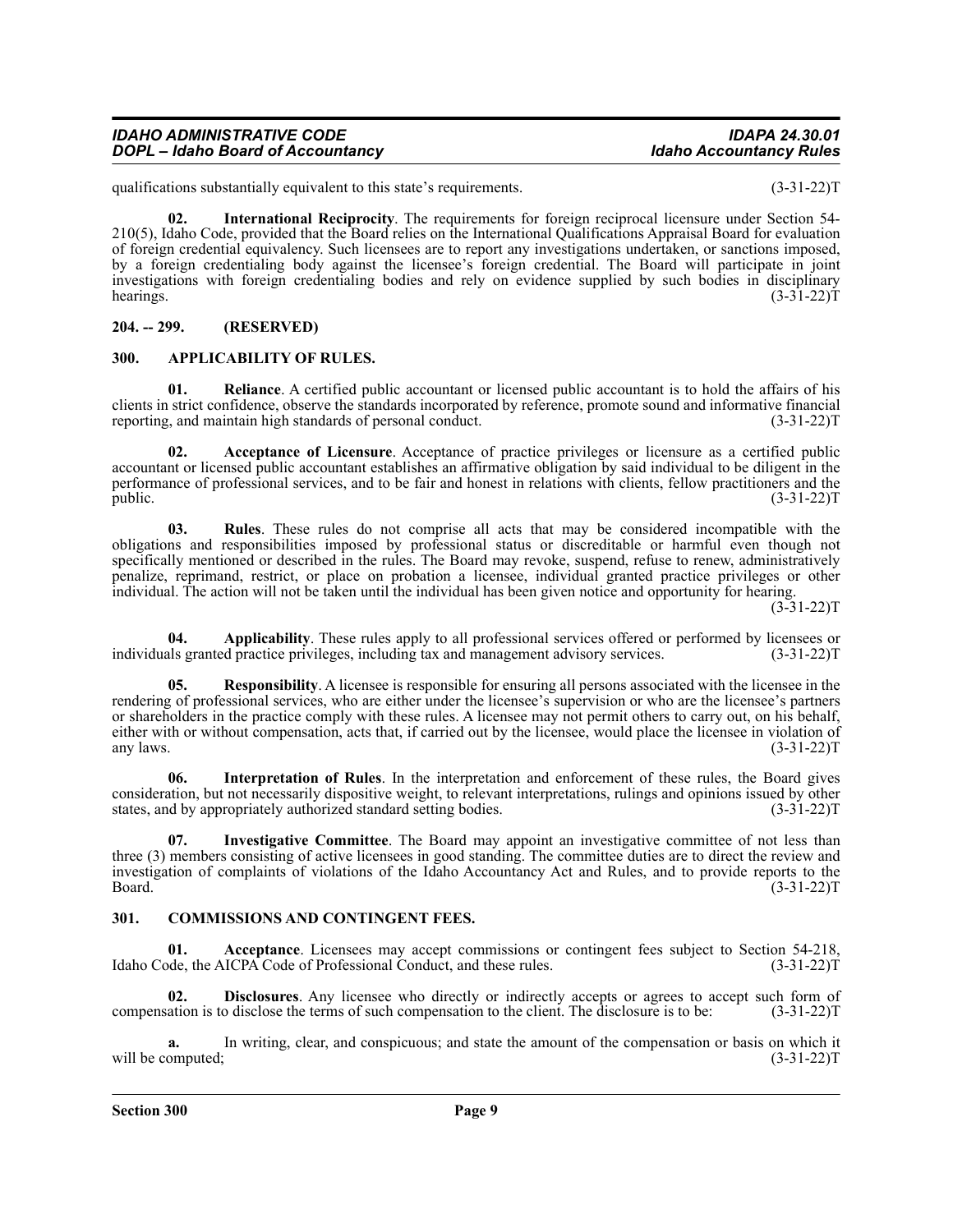qualifications substantially equivalent to this state's requirements. (3-31-22)T

**02. International Reciprocity**. The requirements for foreign reciprocal licensure under Section 54-210(5), Idaho Code, provided that the Board relies on the International Qualifications Appraisal Board for evaluation of foreign credential equivalency. Such licensees are to report any investigations undertaken, or sanctions imposed, by a foreign credentialing body against the licensee's foreign credential. The Board will participate in joint investigations with foreign credentialing bodies and rely on evidence supplied by such bodies in disciplinary hearings. (3-31-22)T

## 204. -- 299. (RESERVED)

## 300. APPLICABILITY OF RULES.

**01. Reliance**. A certified public accountant or licensed public accountant is to hold the affairs of his clients in strict confidence, observe the standards incorporated by reference, promote sound and informative financial reporting, and maintain high standards of personal conduct. (3-31-22)T

**02. Acceptance of Licensure**. Acceptance of practice privileges or licensure as a certified public accountant or licensed public accountant establishes an affirmative obligation by said individual to be diligent in the performance of professional services, and to be fair and honest in relations with clients, fellow practitioners and the public. (3-31-22)T

**03. Rules**. These rules do not comprise all acts that may be considered incompatible with the obligations and responsibilities imposed by professional status or discreditable or harmful even though not specifically mentioned or described in the rules. The Board may revoke, suspend, refuse to renew, administratively penalize, reprimand, restrict, or place on probation a licensee, individual granted practice privileges or other individual. The action will not be taken until the individual has been given notice and opportunity for hearing. (3-31-22)T

**04. Applicability**. These rules apply to all professional services offered or performed by licensees or individuals granted practice privileges, including tax and management advisory services. (3-31-22)T

**05. Responsibility**. A licensee is responsible for ensuring all persons associated with the licensee in the rendering of professional services, who are either under the licensee's supervision or who are the licensee's partners or shareholders in the practice comply with these rules. A licensee may not permit others to carry out, on his behalf, either with or without compensation, acts that, if carried out by the licensee, would place the licensee in violation of any laws. (3-31-22)T

**06. Interpretation of Rules**. In the interpretation and enforcement of these rules, the Board gives consideration, but not necessarily dispositive weight, to relevant interpretations, rulings and opinions issued by other states, and by appropriately authorized standard setting bodies. (3-31-22)T

**07. Investigative Committee**. The Board may appoint an investigative committee of not less than three (3) members consisting of active licensees in good standing. The committee duties are to direct the review and investigation of complaints of violations of the Idaho Accountancy Act and Rules, and to provide reports to the Board. (3-31-22)T

## 301. COMMISSIONS AND CONTINGENT FEES.

**01. Acceptance**. Licensees may accept commissions or contingent fees subject to Section 54-218, Idaho Code, the AICPA Code of Professional Conduct, and these rules. (3-31-22)T

**02. Disclosures**. Any licensee who directly or indirectly accepts or agrees to accept such form of compensation is to disclose the terms of such compensation to the client. The disclosure is to be: (3-31-22)T

**a.** In writing, clear, and conspicuous; and state the amount of the compensation or basis on which it will be computed; (3-31-22)T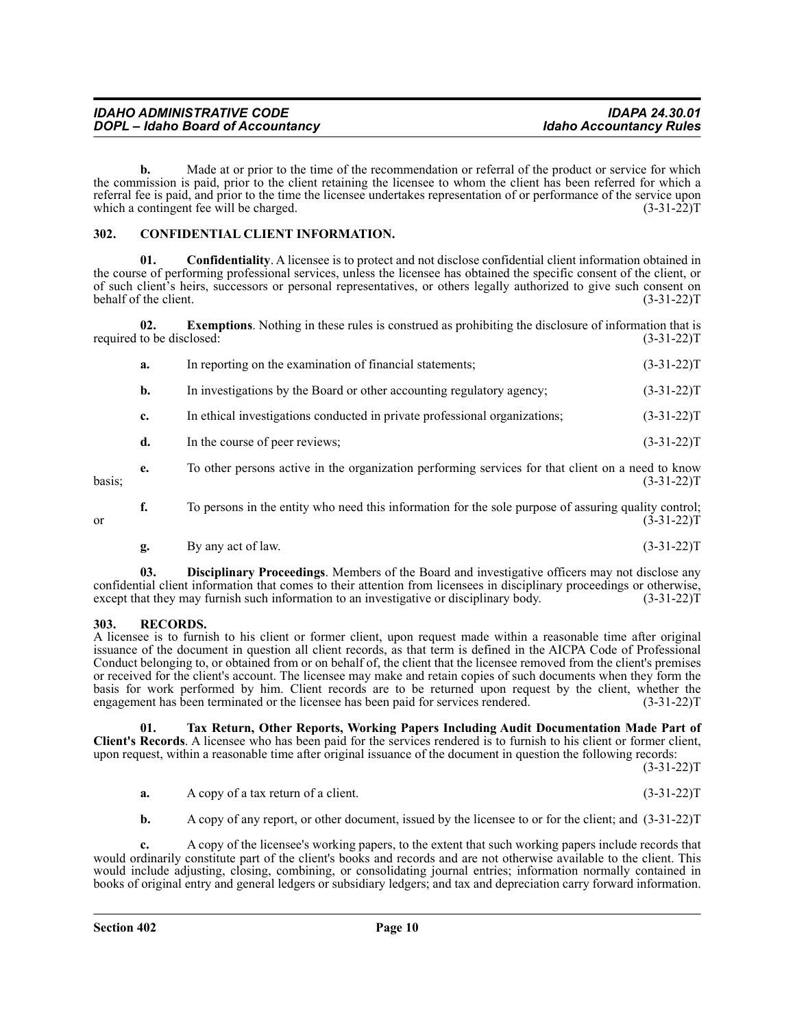**b.** Made at or prior to the time of the recommendation or referral of the product or service for which the commission is paid, prior to the client retaining the licensee to whom the client has been referred for which a referral fee is paid, and prior to the time the licensee undertakes representation of or performance of the service upon which a contingent fee will be charged. (3-31-22)T

## 302. CONFIDENTIAL CLIENT INFORMATION.

**01. Confidentiality**. A licensee is to protect and not disclose confidential client information obtained in the course of performing professional services, unless the licensee has obtained the specific consent of the client, or of such client's heirs, successors or personal representatives, or others legally authorized to give such consent on behalf of the client. (3-31-22)T

**02. Exemptions**. Nothing in these rules is construed as prohibiting the disclosure of information that is required to be disclosed: (3-31-22)T

**a.** In reporting on the examination of financial statements; (3-31-22)T

**b.** In investigations by the Board or other accounting regulatory agency; (3-31-22)T

**c.** In ethical investigations conducted in private professional organizations; (3-31-22)T

**d.** In the course of peer reviews; (3-31-22)T

**e.** To other persons active in the organization performing services for that client on a need to know basis; (3-31-22)T

**f.** To persons in the entity who need this information for the sole purpose of assuring quality control; or (3-31-22)T

**g.** By any act of law. (3-31-22)T

**03. Disciplinary Proceedings**. Members of the Board and investigative officers may not disclose any confidential client information that comes to their attention from licensees in disciplinary proceedings or otherwise, except that they may furnish such information to an investigative or disciplinary body. (3-31-22)T

## 303. RECORDS.

A licensee is to furnish to his client or former client, upon request made within a reasonable time after original issuance of the document in question all client records, as that term is defined in the AICPA Code of Professional Conduct belonging to, or obtained from or on behalf of, the client that the licensee removed from the client's premises or received for the client's account. The licensee may make and retain copies of such documents when they form the basis for work performed by him. Client records are to be returned upon request by the client, whether the engagement has been terminated or the licensee has been paid for services rendered. (3-31-22)T

**01. Tax Return, Other Reports, Working Papers Including Audit Documentation Made Part of Client's Records**. A licensee who has been paid for the services rendered is to furnish to his client or former client, upon request, within a reasonable time after original issuance of the document in question the following records: (3-31-22)T

**a.** A copy of a tax return of a client. (3-31-22)T

**b.** A copy of any report, or other document, issued by the licensee to or for the client; and (3-31-22)T

**c.** A copy of the licensee's working papers, to the extent that such working papers include records that would ordinarily constitute part of the client's books and records and are not otherwise available to the client. This would include adjusting, closing, combining, or consolidating journal entries; information normally contained in books of original entry and general ledgers or subsidiary ledgers; and tax and depreciation carry forward information.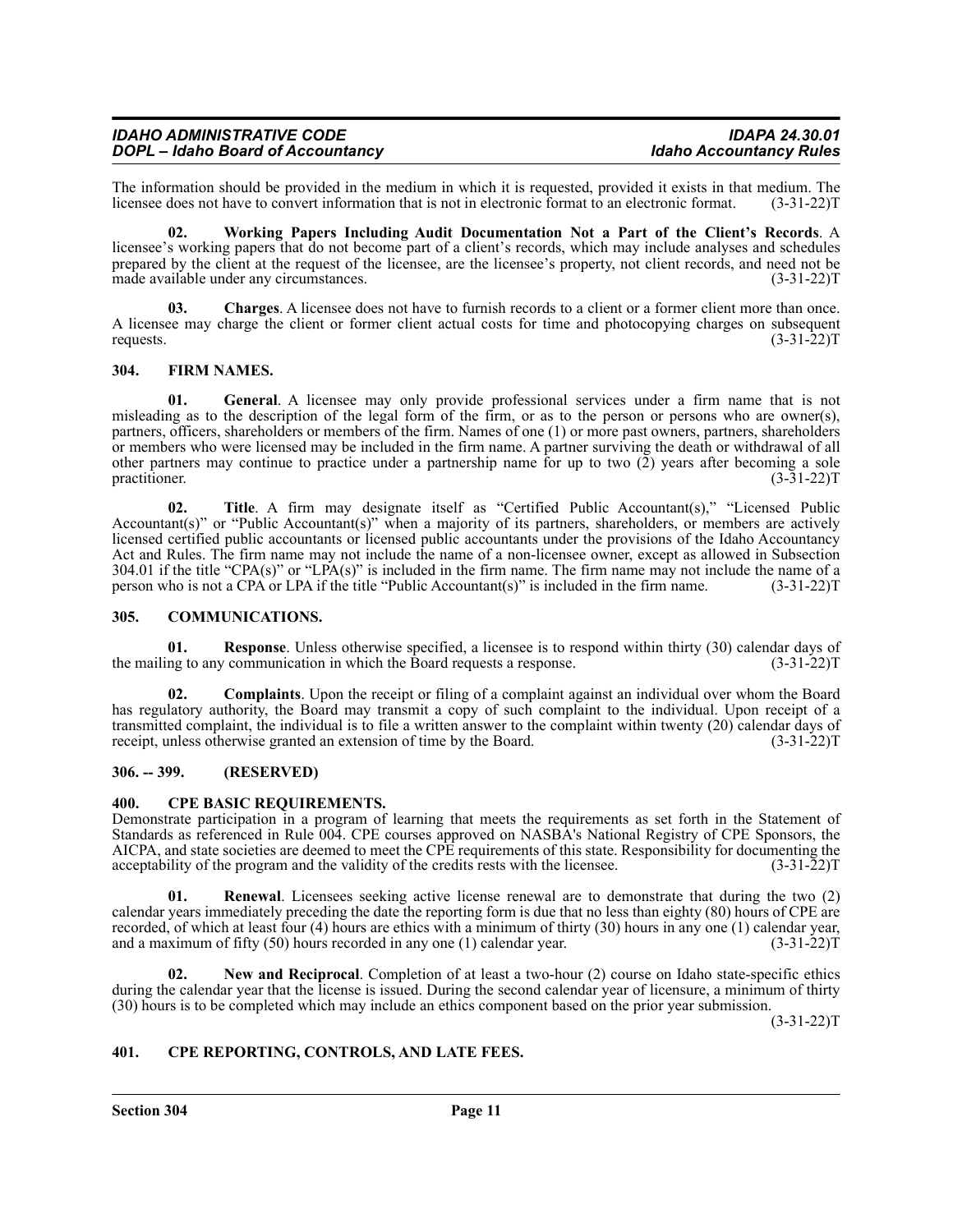The information should be provided in the medium in which it is requested, provided it exists in that medium. The licensee does not have to convert information that is not in electronic format to an electronic format. (3-31-22)T

**02. Working Papers Including Audit Documentation Not a Part of the Client's Records**. A licensee's working papers that do not become part of a client's records, which may include analyses and schedules prepared by the client at the request of the licensee, are the licensee's property, not client records, and need not be made available under any circumstances. (3-31-22)T

**03. Charges**. A licensee does not have to furnish records to a client or a former client more than once. A licensee may charge the client or former client actual costs for time and photocopying charges on subsequent requests. (3-31-22)T

## 304. FIRM NAMES.

**01. General**. A licensee may only provide professional services under a firm name that is not misleading as to the description of the legal form of the firm, or as to the person or persons who are owner(s), partners, officers, shareholders or members of the firm. Names of one (1) or more past owners, partners, shareholders or members who were licensed may be included in the firm name. A partner surviving the death or withdrawal of all other partners may continue to practice under a partnership name for up to two (2) years after becoming a sole practitioner. (3-31-22)T

**02. Title**. A firm may designate itself as "Certified Public Accountant(s)," "Licensed Public Accountant(s)" or "Public Accountant(s)" when a majority of its partners, shareholders, or members are actively licensed certified public accountants or licensed public accountants under the provisions of the Idaho Accountancy Act and Rules. The firm name may not include the name of a non-licensee owner, except as allowed in Subsection 304.01 if the title "CPA(s)" or "LPA(s)" is included in the firm name. The firm name may not include the name of a person who is not a CPA or LPA if the title "Public Accountant(s)" is included in the firm name. (3-31-22)T

## 305. COMMUNICATIONS.

**01. Response**. Unless otherwise specified, a licensee is to respond within thirty (30) calendar days of the mailing to any communication in which the Board requests a response. (3-31-22)T

**02. Complaints**. Upon the receipt or filing of a complaint against an individual over whom the Board has regulatory authority, the Board may transmit a copy of such complaint to the individual. Upon receipt of a transmitted complaint, the individual is to file a written answer to the complaint within twenty (20) calendar days of receipt, unless otherwise granted an extension of time by the Board. (3-31-22)T

## 306. -- 399. (RESERVED)

## 400. CPE BASIC REQUIREMENTS.

Demonstrate participation in a program of learning that meets the requirements as set forth in the Statement of Standards as referenced in Rule 004. CPE courses approved on NASBA's National Registry of CPE Sponsors, the AICPA, and state societies are deemed to meet the CPE requirements of this state. Responsibility for documenting the acceptability of the program and the validity of the credits rests with the licensee. (3-31-22)T

**01. Renewal**. Licensees seeking active license renewal are to demonstrate that during the two (2) calendar years immediately preceding the date the reporting form is due that no less than eighty (80) hours of CPE are recorded, of which at least four (4) hours are ethics with a minimum of thirty (30) hours in any one (1) calendar year, and a maximum of fifty (50) hours recorded in any one (1) calendar year. (3-31-22)T

**02. New and Reciprocal**. Completion of at least a two-hour (2) course on Idaho state-specific ethics during the calendar year that the license is issued. During the second calendar year of licensure, a minimum of thirty (30) hours is to be completed which may include an ethics component based on the prior year submission. (3-31-22)T

## 401. CPE REPORTING, CONTROLS, AND LATE FEES.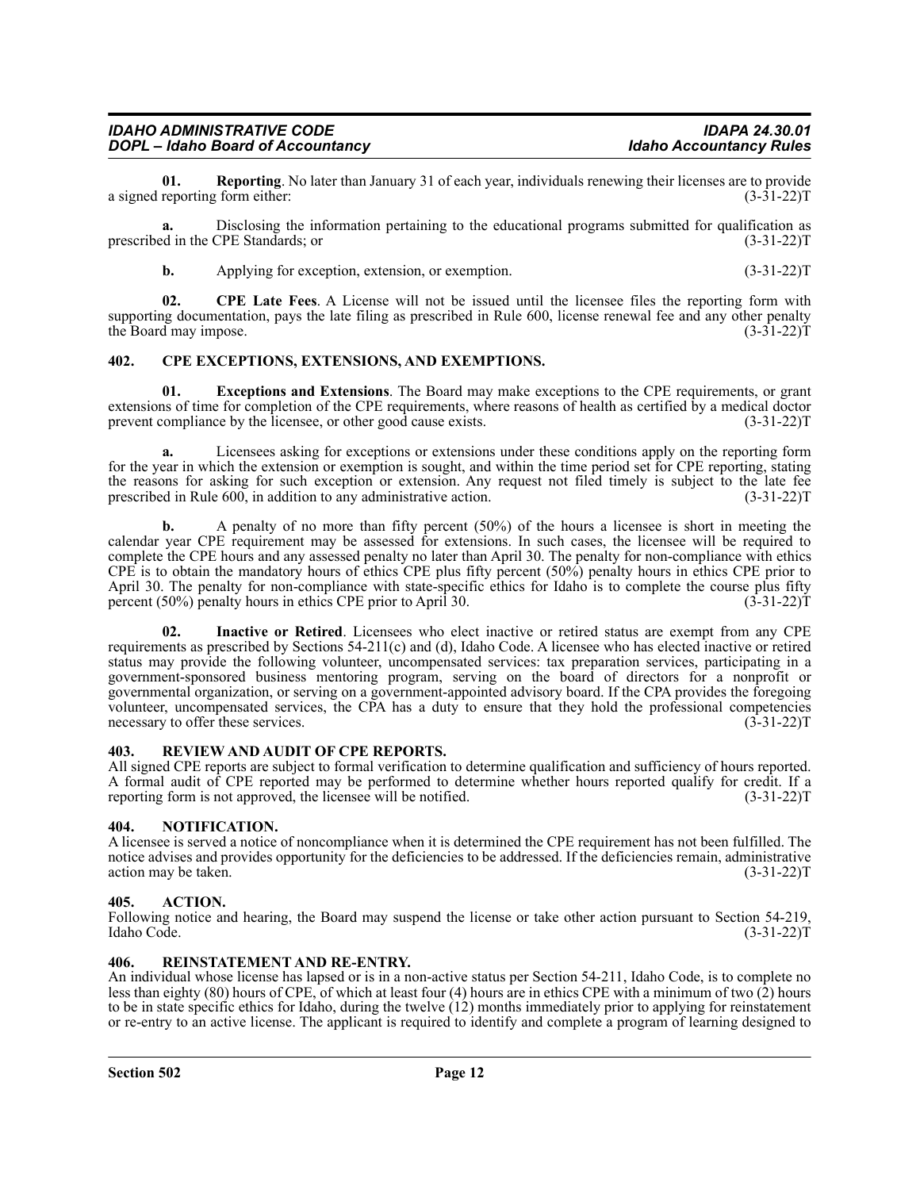**01. Reporting**. No later than January 31 of each year, individuals renewing their licenses are to provide a signed reporting form either: (3-31-22)T

**a.** Disclosing the information pertaining to the educational programs submitted for qualification as prescribed in the CPE Standards; or (3-31-22)T

**b.** Applying for exception, extension, or exemption. (3-31-22)T

**02. CPE Late Fees**. A License will not be issued until the licensee files the reporting form with supporting documentation, pays the late filing as prescribed in Rule 600, license renewal fee and any other penalty the Board may impose. (3-31-22)T

### 402. CPE EXCEPTIONS, EXTENSIONS, AND EXEMPTIONS.

**01. Exceptions and Extensions**. The Board may make exceptions to the CPE requirements, or grant extensions of time for completion of the CPE requirements, where reasons of health as certified by a medical doctor prevent compliance by the licensee, or other good cause exists. (3-31-22)T

**a.** Licensees asking for exceptions or extensions under these conditions apply on the reporting form for the year in which the extension or exemption is sought, and within the time period set for CPE reporting, stating the reasons for asking for such exception or extension. Any request not filed timely is subject to the late fee prescribed in Rule 600, in addition to any administrative action. (3-31-22)T

**b.** A penalty of no more than fifty percent (50%) of the hours a licensee is short in meeting the calendar year CPE requirement may be assessed for extensions. In such cases, the licensee will be required to complete the CPE hours and any assessed penalty no later than April 30. The penalty for non-compliance with ethics CPE is to obtain the mandatory hours of ethics CPE plus fifty percent (50%) penalty hours in ethics CPE prior to April 30. The penalty for non-compliance with state-specific ethics for Idaho is to complete the course plus fifty percent (50%) penalty hours in ethics CPE prior to April 30. (3-31-22)T

**02. Inactive or Retired**. Licensees who elect inactive or retired status are exempt from any CPE requirements as prescribed by Sections 54-211(c) and (d), Idaho Code. A licensee who has elected inactive or retired status may provide the following volunteer, uncompensated services: tax preparation services, participating in a government-sponsored business mentoring program, serving on the board of directors for a nonprofit or governmental organization, or serving on a government-appointed advisory board. If the CPA provides the foregoing volunteer, uncompensated services, the CPA has a duty to ensure that they hold the professional competencies necessary to offer these services. (3-31-22)T

### 403. REVIEW AND AUDIT OF CPE REPORTS.

All signed CPE reports are subject to formal verification to determine qualification and sufficiency of hours reported. A formal audit of CPE reported may be performed to determine whether hours reported qualify for credit. If a reporting form is not approved, the licensee will be notified. (3-31-22)T

### 404. NOTIFICATION.

A licensee is served a notice of noncompliance when it is determined the CPE requirement has not been fulfilled. The notice advises and provides opportunity for the deficiencies to be addressed. If the deficiencies remain, administrative action may be taken. (3-31-22)T

### 405. ACTION.

Following notice and hearing, the Board may suspend the license or take other action pursuant to Section 54-219, Idaho Code. (3-31-22)T

### 406. REINSTATEMENT AND RE-ENTRY.

An individual whose license has lapsed or is in a non-active status per Section 54-211, Idaho Code, is to complete no less than eighty (80) hours of CPE, of which at least four (4) hours are in ethics CPE with a minimum of two (2) hours to be in state specific ethics for Idaho, during the twelve (12) months immediately prior to applying for reinstatement or re-entry to an active license. The applicant is required to identify and complete a program of learning designed to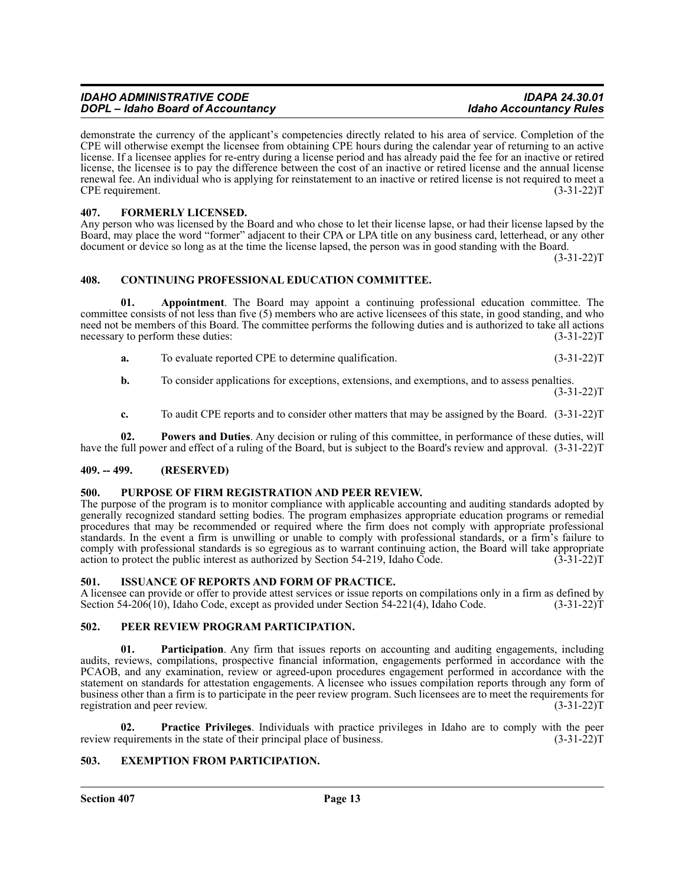demonstrate the currency of the applicant's competencies directly related to his area of service. Completion of the CPE will otherwise exempt the licensee from obtaining CPE hours during the calendar year of returning to an active license. If a licensee applies for re-entry during a license period and has already paid the fee for an inactive or retired license, the licensee is to pay the difference between the cost of an inactive or retired license and the annual license renewal fee. An individual who is applying for reinstatement to an inactive or retired license is not required to meet a CPE requirement. (3-31-22)T

### 407. FORMERLY LICENSED.

Any person who was licensed by the Board and who chose to let their license lapse, or had their license lapsed by the Board, may place the word "former" adjacent to their CPA or LPA title on any business card, letterhead, or any other document or device so long as at the time the license lapsed, the person was in good standing with the Board. (3-31-22)T

### 408. CONTINUING PROFESSIONAL EDUCATION COMMITTEE.

**01. Appointment**. The Board may appoint a continuing professional education committee. The committee consists of not less than five (5) members who are active licensees of this state, in good standing, and who need not be members of this Board. The committee performs the following duties and is authorized to take all actions necessary to perform these duties: (3-31-22)T

**a.** To evaluate reported CPE to determine qualification. (3-31-22)T

**b.** To consider applications for exceptions, extensions, and exemptions, and to assess penalties. (3-31-22)T

**c.** To audit CPE reports and to consider other matters that may be assigned by the Board. (3-31-22)T

**02. Powers and Duties**. Any decision or ruling of this committee, in performance of these duties, will have the full power and effect of a ruling of the Board, but is subject to the Board's review and approval. (3-31-22)T

### 409. -- 499. (RESERVED)

### 500. PURPOSE OF FIRM REGISTRATION AND PEER REVIEW.

The purpose of the program is to monitor compliance with applicable accounting and auditing standards adopted by generally recognized standard setting bodies. The program emphasizes appropriate education programs or remedial procedures that may be recommended or required where the firm does not comply with appropriate professional standards. In the event a firm is unwilling or unable to comply with professional standards, or a firm's failure to comply with professional standards is so egregious as to warrant continuing action, the Board will take appropriate action to protect the public interest as authorized by Section 54-219, Idaho Code. (3-31-22)T

### 501. ISSUANCE OF REPORTS AND FORM OF PRACTICE.

A licensee can provide or offer to provide attest services or issue reports on compilations only in a firm as defined by Section 54-206(10), Idaho Code, except as provided under Section 54-221(4), Idaho Code. (3-31-22)T

### 502. PEER REVIEW PROGRAM PARTICIPATION.

**01. Participation**. Any firm that issues reports on accounting and auditing engagements, including audits, reviews, compilations, prospective financial information, engagements performed in accordance with the PCAOB, and any examination, review or agreed-upon procedures engagement performed in accordance with the statement on standards for attestation engagements. A licensee who issues compilation reports through any form of business other than a firm is to participate in the peer review program. Such licensees are to meet the requirements for registration and peer review. (3-31-22)T

**02. Practice Privileges**. Individuals with practice privileges in Idaho are to comply with the peer review requirements in the state of their principal place of business. (3-31-22)T

### 503. EXEMPTION FROM PARTICIPATION.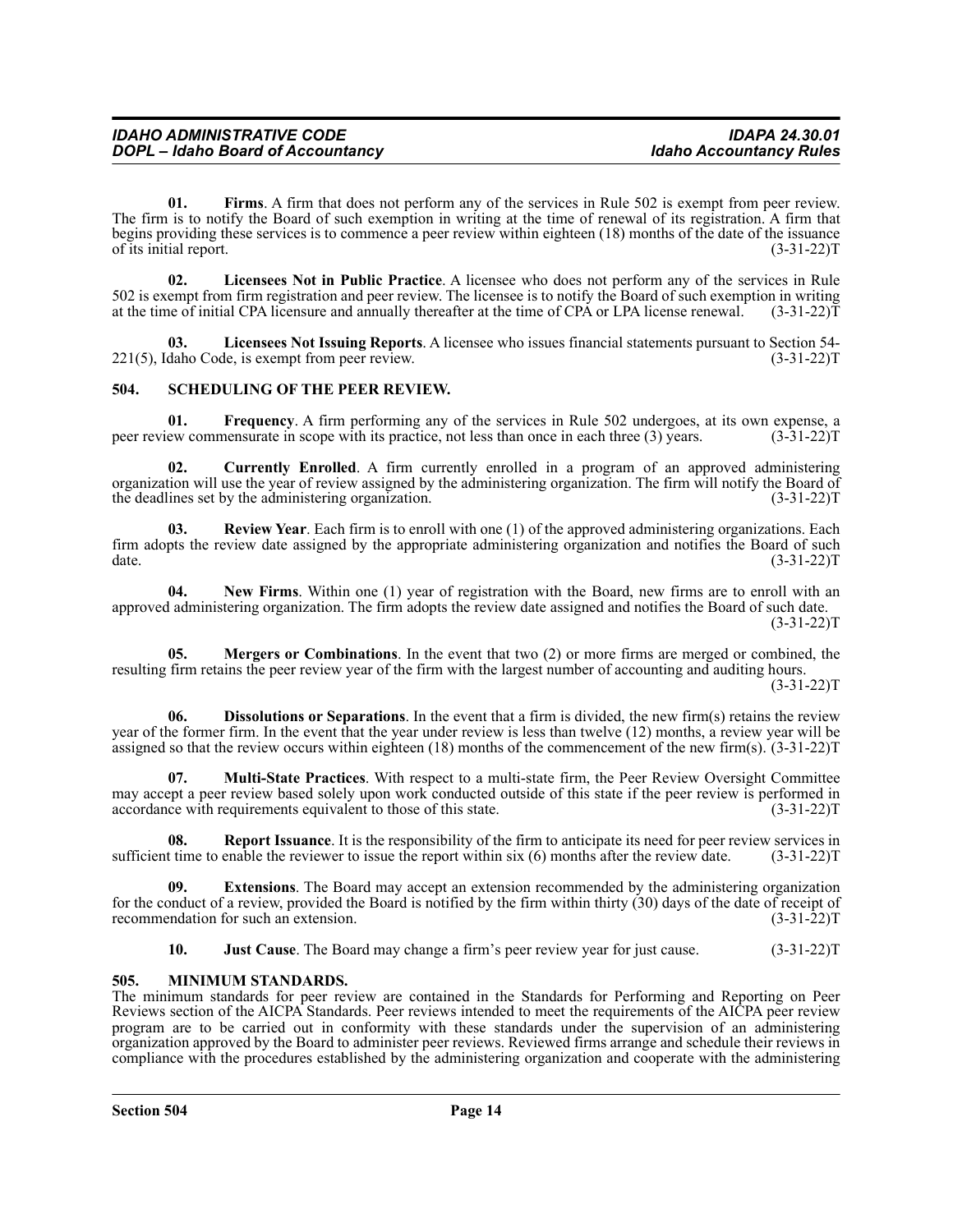**01. Firms**. A firm that does not perform any of the services in Rule 502 is exempt from peer review. The firm is to notify the Board of such exemption in writing at the time of renewal of its registration. A firm that begins providing these services is to commence a peer review within eighteen (18) months of the date of the issuance of its initial report. (3-31-22)T

**02. Licensees Not in Public Practice**. A licensee who does not perform any of the services in Rule 502 is exempt from firm registration and peer review. The licensee is to notify the Board of such exemption in writing at the time of initial CPA licensure and annually thereafter at the time of CPA or LPA license renewal. (3-31-22)T

**03. Licensees Not Issuing Reports**. A licensee who issues financial statements pursuant to Section 54-221(5), Idaho Code, is exempt from peer review. (3-31-22)T

## 504. SCHEDULING OF THE PEER REVIEW.

**01. Frequency**. A firm performing any of the services in Rule 502 undergoes, at its own expense, a peer review commensurate in scope with its practice, not less than once in each three (3) years. (3-31-22)T

**02. Currently Enrolled**. A firm currently enrolled in a program of an approved administering organization will use the year of review assigned by the administering organization. The firm will notify the Board of the deadlines set by the administering organization. (3-31-22)T

**03. Review Year**. Each firm is to enroll with one (1) of the approved administering organizations. Each firm adopts the review date assigned by the appropriate administering organization and notifies the Board of such date. (3-31-22)T

**04. New Firms**. Within one (1) year of registration with the Board, new firms are to enroll with an approved administering organization. The firm adopts the review date assigned and notifies the Board of such date. (3-31-22)T

**05. Mergers or Combinations**. In the event that two (2) or more firms are merged or combined, the resulting firm retains the peer review year of the firm with the largest number of accounting and auditing hours. (3-31-22)T

**06. Dissolutions or Separations**. In the event that a firm is divided, the new firm(s) retains the review year of the former firm. In the event that the year under review is less than twelve (12) months, a review year will be assigned so that the review occurs within eighteen (18) months of the commencement of the new firm(s). (3-31-22)T

**07. Multi-State Practices**. With respect to a multi-state firm, the Peer Review Oversight Committee may accept a peer review based solely upon work conducted outside of this state if the peer review is performed in accordance with requirements equivalent to those of this state. (3-31-22)T

**08. Report Issuance**. It is the responsibility of the firm to anticipate its need for peer review services in sufficient time to enable the reviewer to issue the report within six (6) months after the review date. (3-31-22)T

**09. Extensions**. The Board may accept an extension recommended by the administering organization for the conduct of a review, provided the Board is notified by the firm within thirty (30) days of the date of receipt of recommendation for such an extension. (3-31-22)T

**10. Just Cause**. The Board may change a firm's peer review year for just cause. (3-31-22)T

## 505. MINIMUM STANDARDS.

The minimum standards for peer review are contained in the Standards for Performing and Reporting on Peer Reviews section of the AICPA Standards. Peer reviews intended to meet the requirements of the AICPA peer review program are to be carried out in conformity with these standards under the supervision of an administering organization approved by the Board to administer peer reviews. Reviewed firms arrange and schedule their reviews in compliance with the procedures established by the administering organization and cooperate with the administering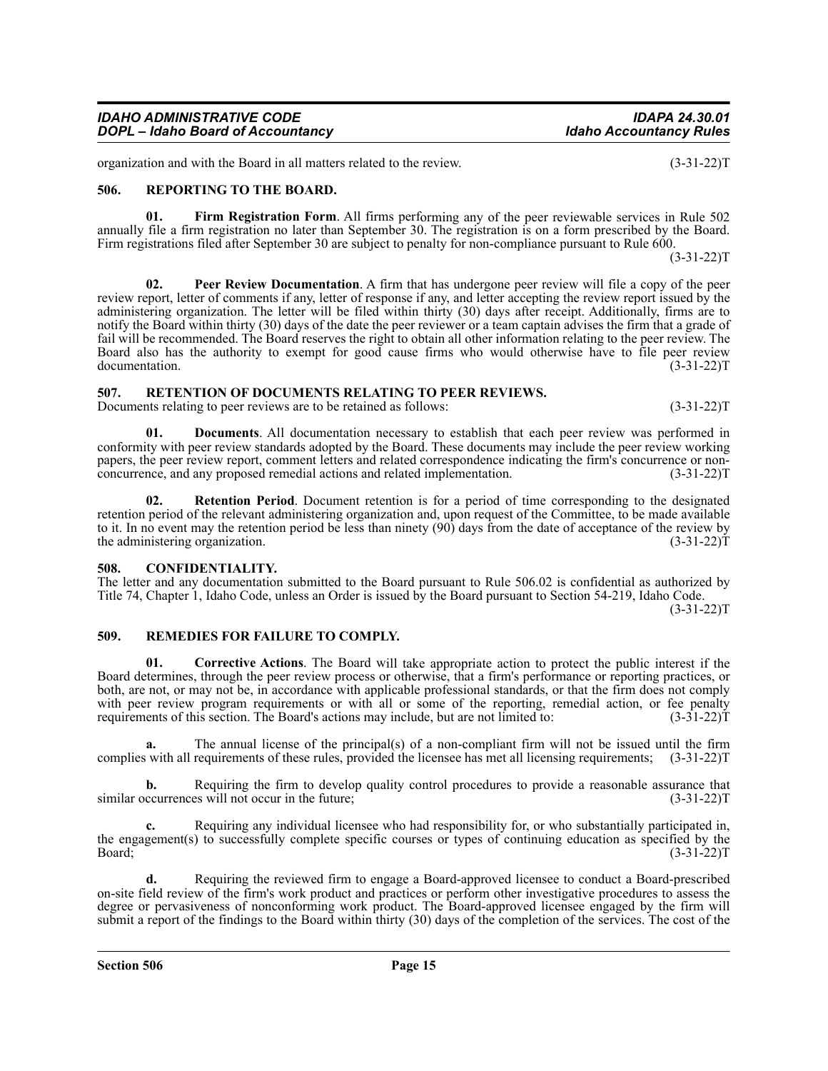organization and with the Board in all matters related to the review. (3-31-22)T

## 506. REPORTING TO THE BOARD.

**01. Firm Registration Form**. All firms performing any of the peer reviewable services in Rule 502 annually file a firm registration no later than September 30. The registration is on a form prescribed by the Board. Firm registrations filed after September 30 are subject to penalty for non-compliance pursuant to Rule 600. (3-31-22)T

**02. Peer Review Documentation**. A firm that has undergone peer review will file a copy of the peer review report, letter of comments if any, letter of response if any, and letter accepting the review report issued by the administering organization. The letter will be filed within thirty (30) days after receipt. Additionally, firms are to notify the Board within thirty (30) days of the date the peer reviewer or a team captain advises the firm that a grade of fail will be recommended. The Board reserves the right to obtain all other information relating to the peer review. The Board also has the authority to exempt for good cause firms who would otherwise have to file peer review documentation. (3-31-22)T

## 507. RETENTION OF DOCUMENTS RELATING TO PEER REVIEWS.

Documents relating to peer reviews are to be retained as follows: (3-31-22)T

**01. Documents**. All documentation necessary to establish that each peer review was performed in conformity with peer review standards adopted by the Board. These documents may include the peer review working papers, the peer review report, comment letters and related correspondence indicating the firm's concurrence or non-concurrence, and any proposed remedial actions and related implementation. (3-31-22)T

**02. Retention Period**. Document retention is for a period of time corresponding to the designated retention period of the relevant administering organization and, upon request of the Committee, to be made available to it. In no event may the retention period be less than ninety (90) days from the date of acceptance of the review by the administering organization. (3-31-22)T

## 508. CONFIDENTIALITY.

The letter and any documentation submitted to the Board pursuant to Rule 506.02 is confidential as authorized by Title 74, Chapter 1, Idaho Code, unless an Order is issued by the Board pursuant to Section 54-219, Idaho Code. (3-31-22)T

## 509. REMEDIES FOR FAILURE TO COMPLY.

**01. Corrective Actions**. The Board will take appropriate action to protect the public interest if the Board determines, through the peer review process or otherwise, that a firm's performance or reporting practices, or both, are not, or may not be, in accordance with applicable professional standards, or that the firm does not comply with peer review program requirements or with all or some of the reporting, remedial action, or fee penalty requirements of this section. The Board's actions may include, but are not limited to: (3-31-22)T

**a.** The annual license of the principal(s) of a non-compliant firm will not be issued until the firm complies with all requirements of these rules, provided the licensee has met all licensing requirements; (3-31-22)T

**b.** Requiring the firm to develop quality control procedures to provide a reasonable assurance that similar occurrences will not occur in the future; (3-31-22)T

**c.** Requiring any individual licensee who had responsibility for, or who substantially participated in, the engagement(s) to successfully complete specific courses or types of continuing education as specified by the Board; (3-31-22)T

**d.** Requiring the reviewed firm to engage a Board-approved licensee to conduct a Board-prescribed on-site field review of the firm's work product and practices or perform other investigative procedures to assess the degree or pervasiveness of nonconforming work product. The Board-approved licensee engaged by the firm will submit a report of the findings to the Board within thirty (30) days of the completion of the services. The cost of the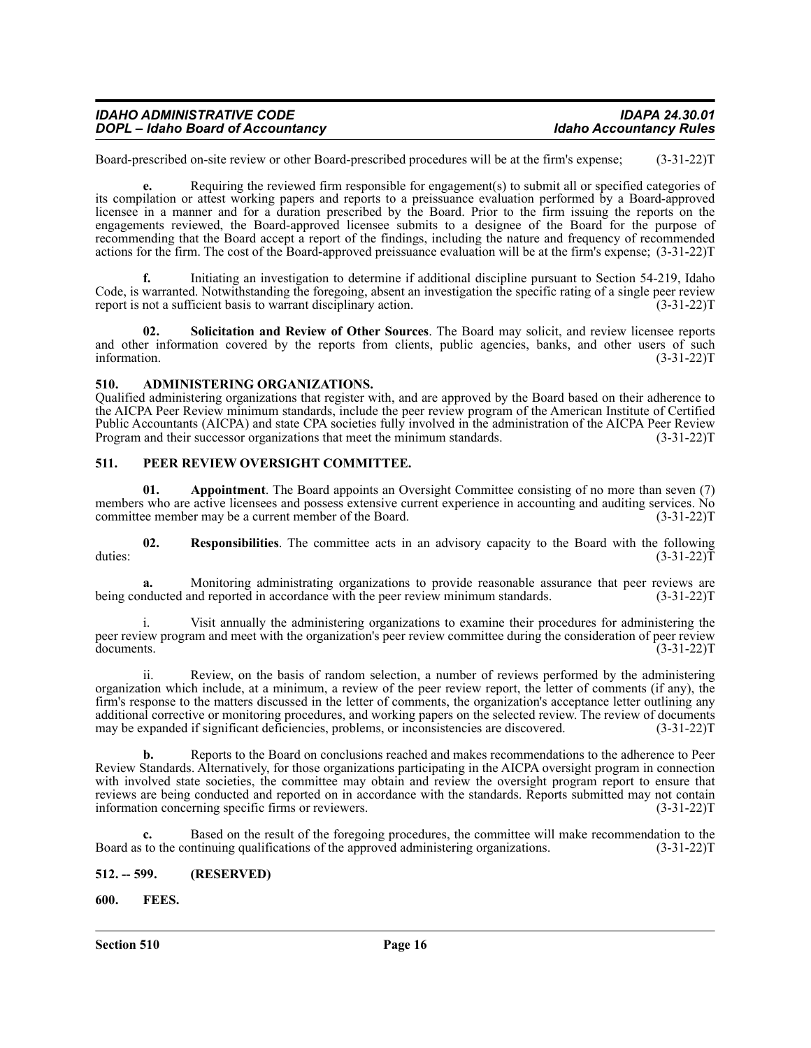Board-prescribed on-site review or other Board-prescribed procedures will be at the firm's expense; (3-31-22)T

**e.** Requiring the reviewed firm responsible for engagement(s) to submit all or specified categories of its compilation or attest working papers and reports to a preissuance evaluation performed by a Board-approved licensee in a manner and for a duration prescribed by the Board. Prior to the firm issuing the reports on the engagements reviewed, the Board-approved licensee submits to a designee of the Board for the purpose of recommending that the Board accept a report of the findings, including the nature and frequency of recommended actions for the firm. The cost of the Board-approved preissuance evaluation will be at the firm's expense; (3-31-22)T

**f.** Initiating an investigation to determine if additional discipline pursuant to Section 54-219, Idaho Code, is warranted. Notwithstanding the foregoing, absent an investigation the specific rating of a single peer review report is not a sufficient basis to warrant disciplinary action. (3-31-22)T

**02. Solicitation and Review of Other Sources**. The Board may solicit, and review licensee reports and other information covered by the reports from clients, public agencies, banks, and other users of such information. (3-31-22)T

## 510. ADMINISTERING ORGANIZATIONS.

Qualified administering organizations that register with, and are approved by the Board based on their adherence to the AICPA Peer Review minimum standards, include the peer review program of the American Institute of Certified Public Accountants (AICPA) and state CPA societies fully involved in the administration of the AICPA Peer Review Program and their successor organizations that meet the minimum standards. (3-31-22)T

## 511. PEER REVIEW OVERSIGHT COMMITTEE.

**01. Appointment**. The Board appoints an Oversight Committee consisting of no more than seven (7) members who are active licensees and possess extensive current experience in accounting and auditing services. No committee member may be a current member of the Board. (3-31-22)T

**02. Responsibilities**. The committee acts in an advisory capacity to the Board with the following duties: (3-31-22)T

**a.** Monitoring administrating organizations to provide reasonable assurance that peer reviews are being conducted and reported in accordance with the peer review minimum standards. (3-31-22)T

i. Visit annually the administering organizations to examine their procedures for administering the peer review program and meet with the organization's peer review committee during the consideration of peer review documents. (3-31-22)T

ii. Review, on the basis of random selection, a number of reviews performed by the administering organization which include, at a minimum, a review of the peer review report, the letter of comments (if any), the firm's response to the matters discussed in the letter of comments, the organization's acceptance letter outlining any additional corrective or monitoring procedures, and working papers on the selected review. The review of documents may be expanded if significant deficiencies, problems, or inconsistencies are discovered. (3-31-22)T

**b.** Reports to the Board on conclusions reached and makes recommendations to the adherence to Peer Review Standards. Alternatively, for those organizations participating in the AICPA oversight program in connection with involved state societies, the committee may obtain and review the oversight program report to ensure that reviews are being conducted and reported on in accordance with the standards. Reports submitted may not contain information concerning specific firms or reviewers. (3-31-22)T

**c.** Based on the result of the foregoing procedures, the committee will make recommendation to the Board as to the continuing qualifications of the approved administering organizations. (3-31-22)T

## 512. -- 599. (RESERVED)

## 600. FEES.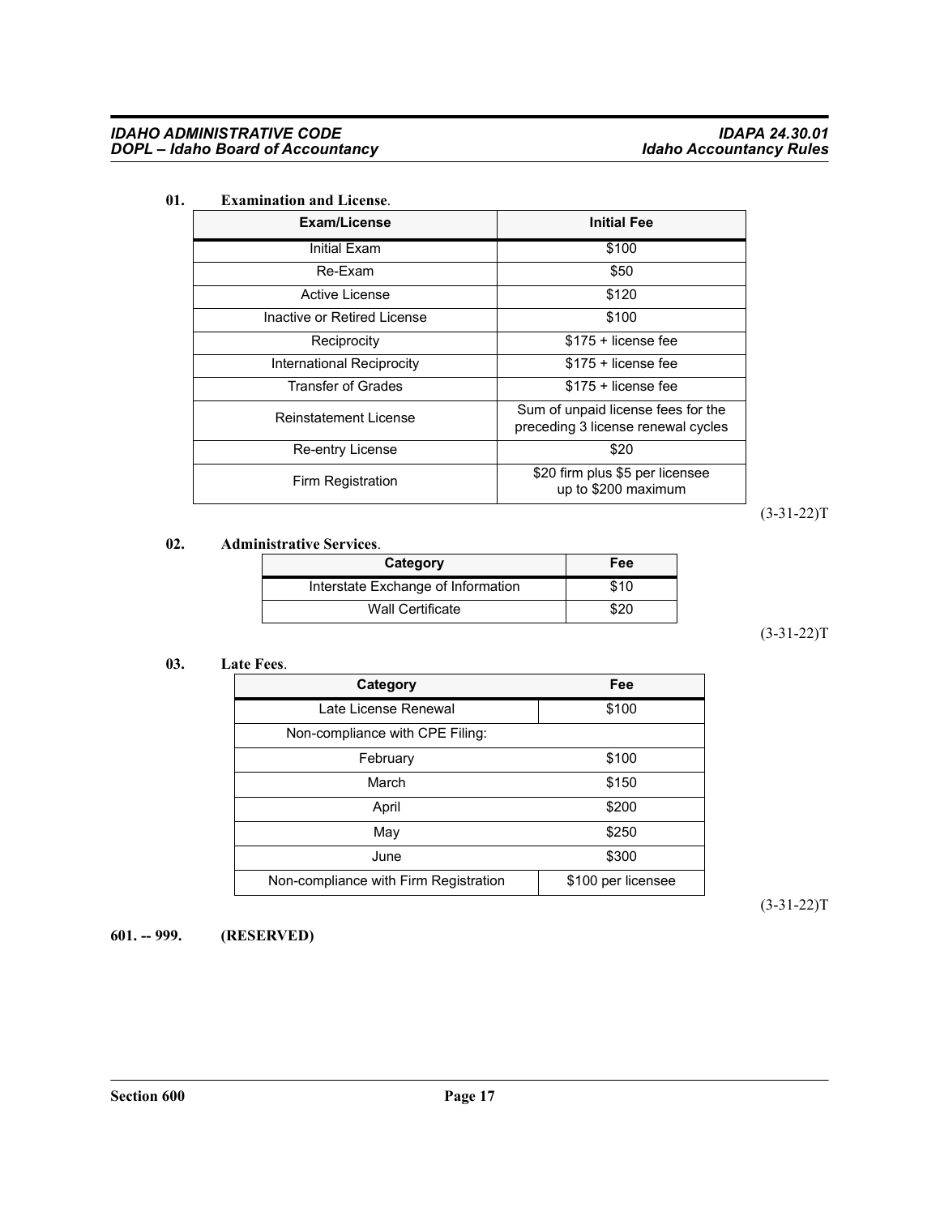**01. Examination and License**.

| Exam/License | Initial Fee |
|---|---|
| Initial Exam | $100 |
| Re-Exam | $50 |
| Active License | $120 |
| Inactive or Retired License | $100 |
| Reciprocity | $175 + license fee |
| International Reciprocity | $175 + license fee |
| Transfer of Grades | $175 + license fee |
| Reinstatement License | Sum of unpaid license fees for the preceding 3 license renewal cycles |
| Re-entry License | $20 |
| Firm Registration | $20 firm plus $5 per licensee up to $200 maximum |

(3-31-22)T

**02. Administrative Services**.

| Category | Fee |
|---|---|
| Interstate Exchange of Information | $10 |
| Wall Certificate | $20 |

(3-31-22)T

**03. Late Fees**.

| Category | Fee |
|---|---|
| Late License Renewal | $100 |
| Non-compliance with CPE Filing: | |
| February | $100 |
| March | $150 |
| April | $200 |
| May | $250 |
| June | $300 |
| Non-compliance with Firm Registration | $100 per licensee |

(3-31-22)T

**601. -- 999. (RESERVED)**